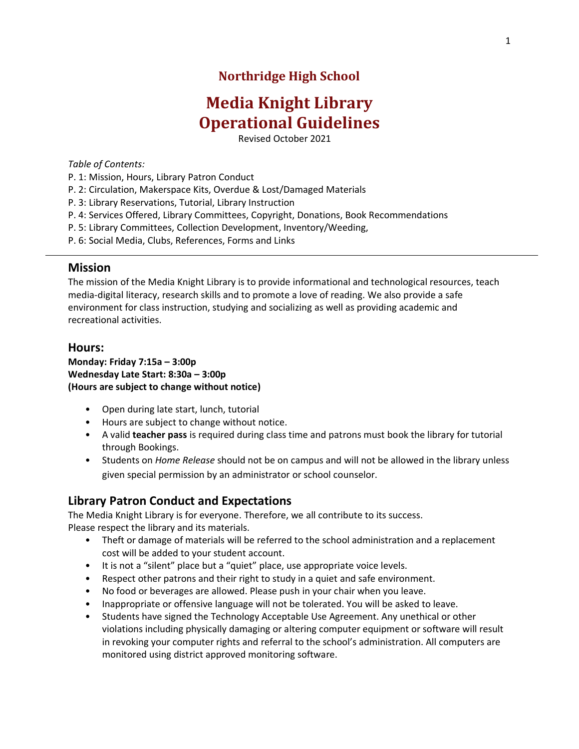## Northridge High School

# Media Knight Library Operational Guidelines

Revised October 2021

*Table of Contents:*

P. 1: Mission, Hours, Library Patron Conduct
P. 2: Circulation, Makerspace Kits, Overdue & Lost/Damaged Materials
P. 3: Library Reservations, Tutorial, Library Instruction
P. 4: Services Offered, Library Committees, Copyright, Donations, Book Recommendations
P. 5: Library Committees, Collection Development, Inventory/Weeding,
P. 6: Social Media, Clubs, References, Forms and Links

---

## Mission

The mission of the Media Knight Library is to provide informational and technological resources, teach media-digital literacy, research skills and to promote a love of reading. We also provide a safe environment for class instruction, studying and socializing as well as providing academic and recreational activities.

## Hours:

**Monday: Friday 7:15a – 3:00p**
**Wednesday Late Start: 8:30a – 3:00p**
**(Hours are subject to change without notice)**

- Open during late start, lunch, tutorial
- Hours are subject to change without notice.
- A valid **teacher pass** is required during class time and patrons must book the library for tutorial through Bookings.
- Students on *Home Release* should not be on campus and will not be allowed in the library unless given special permission by an administrator or school counselor.

## Library Patron Conduct and Expectations

The Media Knight Library is for everyone. Therefore, we all contribute to its success.
Please respect the library and its materials.

- Theft or damage of materials will be referred to the school administration and a replacement cost will be added to your student account.
- It is not a "silent" place but a "quiet" place, use appropriate voice levels.
- Respect other patrons and their right to study in a quiet and safe environment.
- No food or beverages are allowed. Please push in your chair when you leave.
- Inappropriate or offensive language will not be tolerated. You will be asked to leave.
- Students have signed the Technology Acceptable Use Agreement. Any unethical or other violations including physically damaging or altering computer equipment or software will result in revoking your computer rights and referral to the school's administration. All computers are monitored using district approved monitoring software.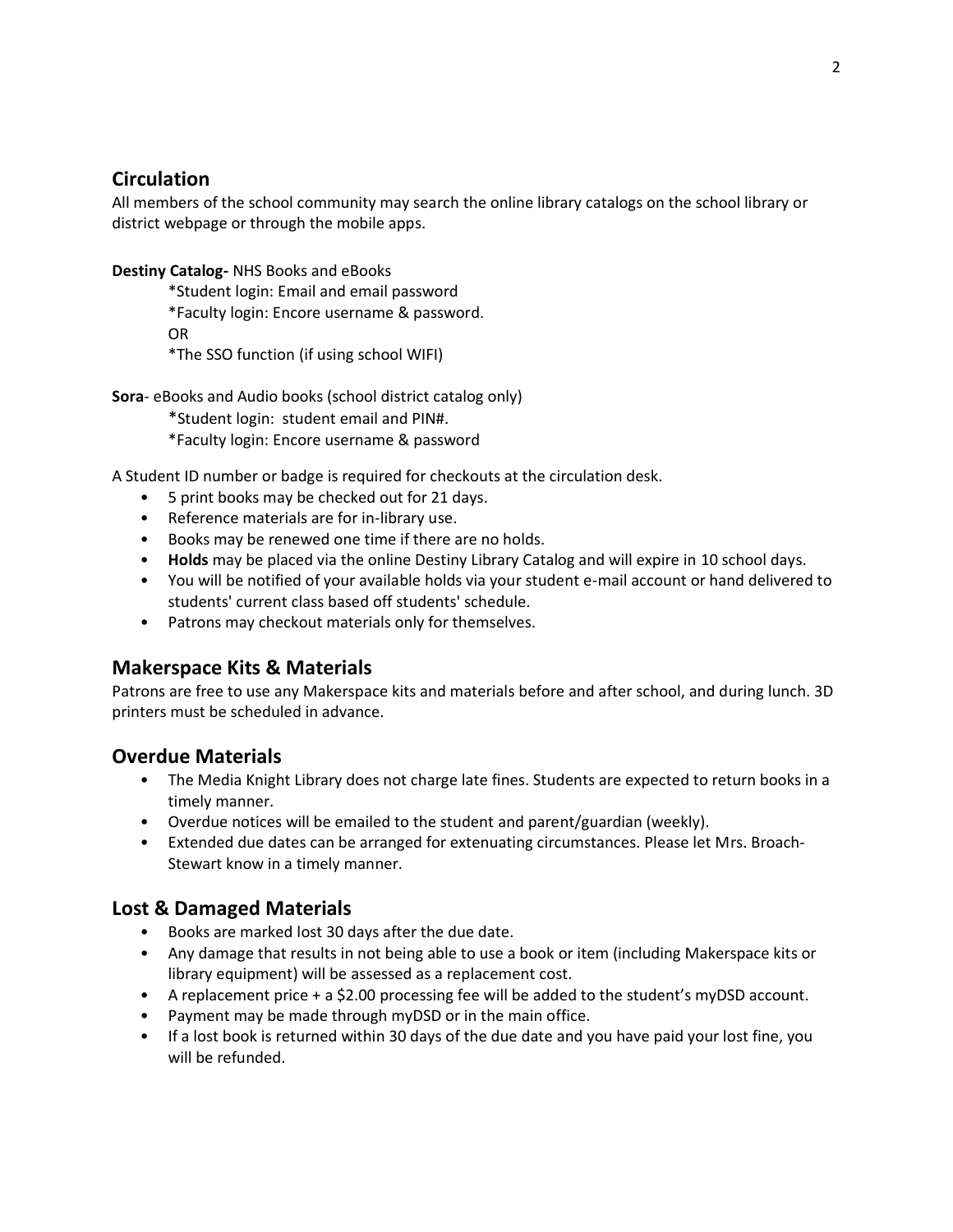## Circulation

All members of the school community may search the online library catalogs on the school library or district webpage or through the mobile apps.

**Destiny Catalog-** NHS Books and eBooks

*Student login: Email and email password

*Faculty login: Encore username & password.

OR

*The SSO function (if using school WIFI)

**Sora**- eBooks and Audio books (school district catalog only)

*Student login: student email and PIN#.

*Faculty login: Encore username & password

A Student ID number or badge is required for checkouts at the circulation desk.

- 5 print books may be checked out for 21 days.
- Reference materials are for in-library use.
- Books may be renewed one time if there are no holds.
- **Holds** may be placed via the online Destiny Library Catalog and will expire in 10 school days.
- You will be notified of your available holds via your student e-mail account or hand delivered to students' current class based off students' schedule.
- Patrons may checkout materials only for themselves.

## Makerspace Kits & Materials

Patrons are free to use any Makerspace kits and materials before and after school, and during lunch. 3D printers must be scheduled in advance.

## Overdue Materials

- The Media Knight Library does not charge late fines. Students are expected to return books in a timely manner.
- Overdue notices will be emailed to the student and parent/guardian (weekly).
- Extended due dates can be arranged for extenuating circumstances. Please let Mrs. Broach-Stewart know in a timely manner.

## Lost & Damaged Materials

- Books are marked lost 30 days after the due date.
- Any damage that results in not being able to use a book or item (including Makerspace kits or library equipment) will be assessed as a replacement cost.
- A replacement price + a $2.00 processing fee will be added to the student's myDSD account.
- Payment may be made through myDSD or in the main office.
- If a lost book is returned within 30 days of the due date and you have paid your lost fine, you will be refunded.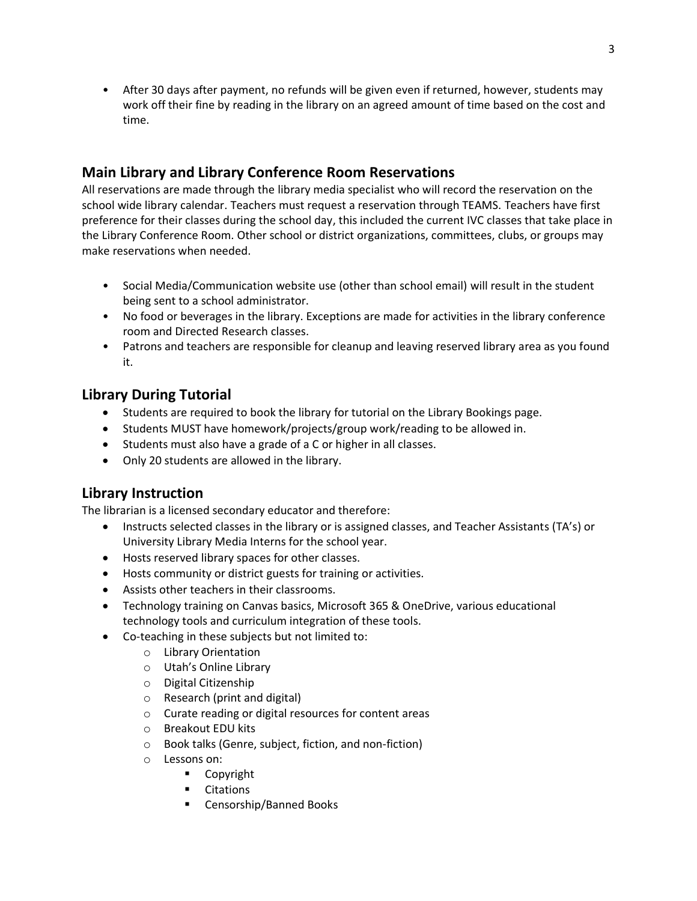- After 30 days after payment, no refunds will be given even if returned, however, students may work off their fine by reading in the library on an agreed amount of time based on the cost and time.

## Main Library and Library Conference Room Reservations

All reservations are made through the library media specialist who will record the reservation on the school wide library calendar. Teachers must request a reservation through TEAMS. Teachers have first preference for their classes during the school day, this included the current IVC classes that take place in the Library Conference Room. Other school or district organizations, committees, clubs, or groups may make reservations when needed.

- Social Media/Communication website use (other than school email) will result in the student being sent to a school administrator.
- No food or beverages in the library. Exceptions are made for activities in the library conference room and Directed Research classes.
- Patrons and teachers are responsible for cleanup and leaving reserved library area as you found it.

## Library During Tutorial

- Students are required to book the library for tutorial on the Library Bookings page.
- Students MUST have homework/projects/group work/reading to be allowed in.
- Students must also have a grade of a C or higher in all classes.
- Only 20 students are allowed in the library.

## Library Instruction

The librarian is a licensed secondary educator and therefore:

- Instructs selected classes in the library or is assigned classes, and Teacher Assistants (TA's) or University Library Media Interns for the school year.
- Hosts reserved library spaces for other classes.
- Hosts community or district guests for training or activities.
- Assists other teachers in their classrooms.
- Technology training on Canvas basics, Microsoft 365 & OneDrive, various educational technology tools and curriculum integration of these tools.
- Co-teaching in these subjects but not limited to:
    - Library Orientation
    - Utah's Online Library
    - Digital Citizenship
    - Research (print and digital)
    - Curate reading or digital resources for content areas
    - Breakout EDU kits
    - Book talks (Genre, subject, fiction, and non-fiction)
    - Lessons on:
        - Copyright
        - Citations
        - Censorship/Banned Books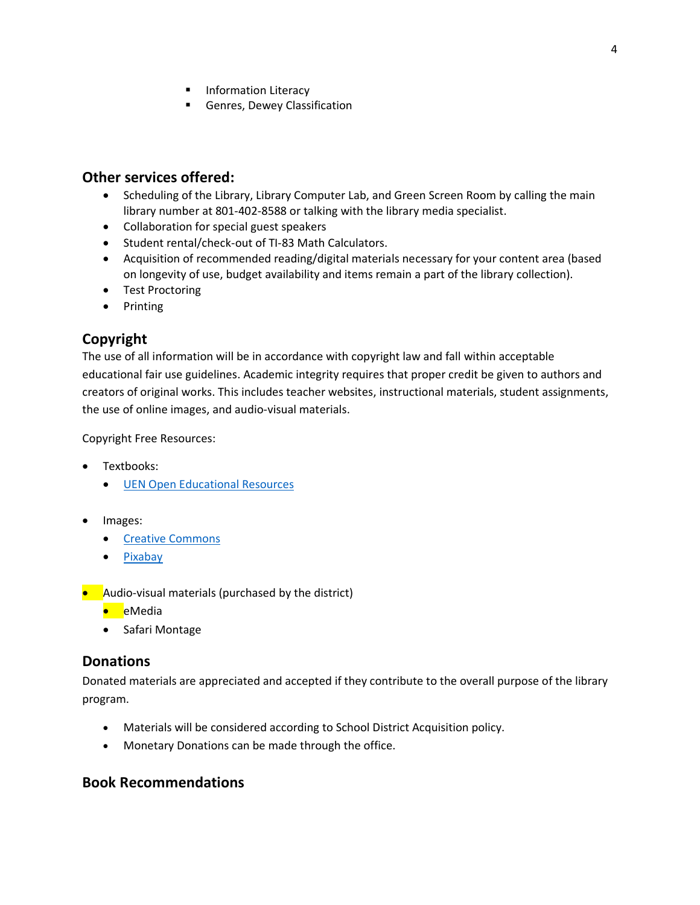- Information Literacy
    - Genres, Dewey Classification

## Other services offered:

- Scheduling of the Library, Library Computer Lab, and Green Screen Room by calling the main library number at 801-402-8588 or talking with the library media specialist.
- Collaboration for special guest speakers
- Student rental/check-out of TI-83 Math Calculators.
- Acquisition of recommended reading/digital materials necessary for your content area (based on longevity of use, budget availability and items remain a part of the library collection).
- Test Proctoring
- Printing

## Copyright

The use of all information will be in accordance with copyright law and fall within acceptable educational fair use guidelines. Academic integrity requires that proper credit be given to authors and creators of original works. This includes teacher websites, instructional materials, student assignments, the use of online images, and audio-visual materials.

Copyright Free Resources:

- Textbooks:
    - UEN Open Educational Resources

- Images:
    - Creative Commons
    - Pixabay

- Audio-visual materials (purchased by the district)
    - eMedia
    - Safari Montage

## Donations

Donated materials are appreciated and accepted if they contribute to the overall purpose of the library program.

- Materials will be considered according to School District Acquisition policy.
- Monetary Donations can be made through the office.

## Book Recommendations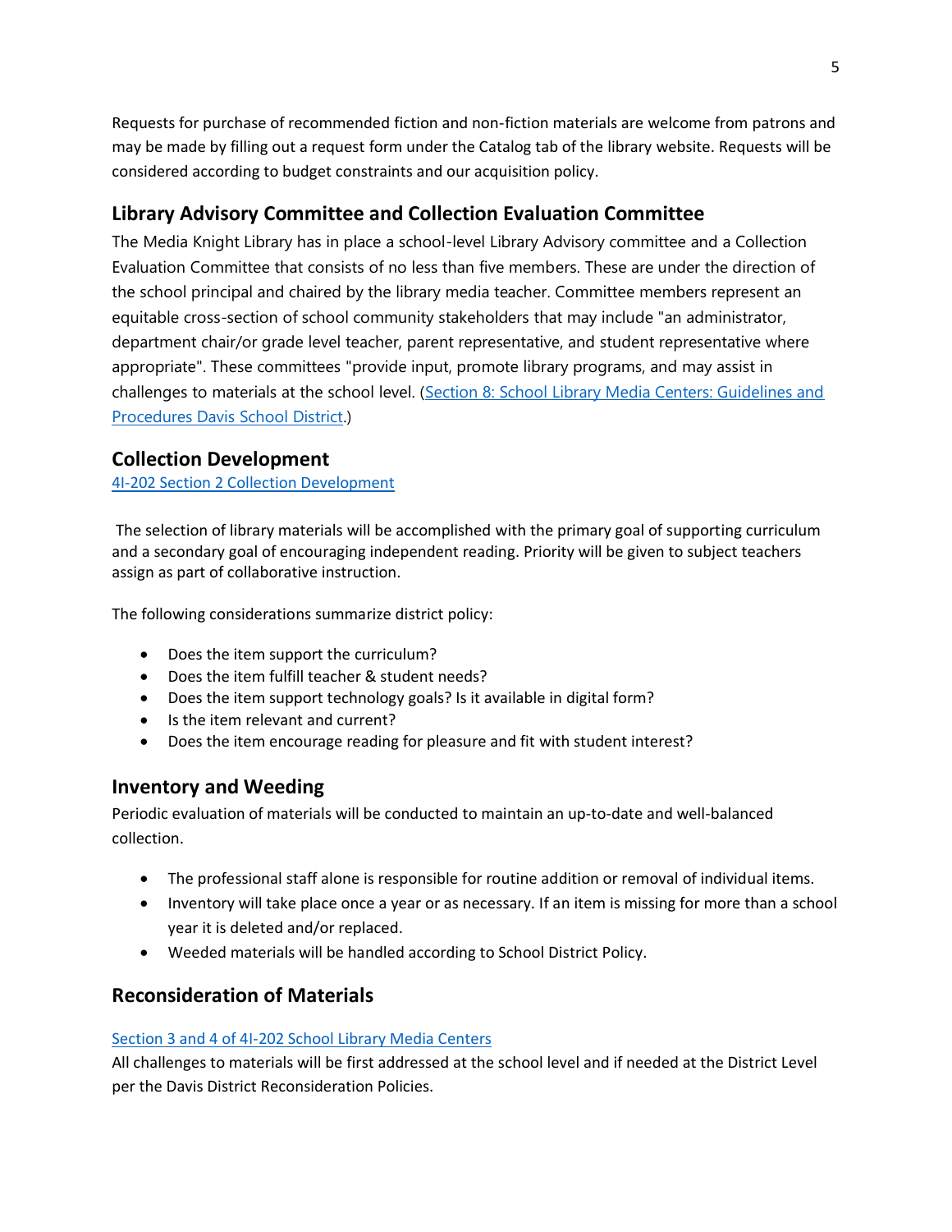Requests for purchase of recommended fiction and non-fiction materials are welcome from patrons and may be made by filling out a request form under the Catalog tab of the library website. Requests will be considered according to budget constraints and our acquisition policy.

## Library Advisory Committee and Collection Evaluation Committee

The Media Knight Library has in place a school-level Library Advisory committee and a Collection Evaluation Committee that consists of no less than five members. These are under the direction of the school principal and chaired by the library media teacher. Committee members represent an equitable cross-section of school community stakeholders that may include "an administrator, department chair/or grade level teacher, parent representative, and student representative where appropriate". These committees "provide input, promote library programs, and may assist in challenges to materials at the school level. ([Section 8: School Library Media Centers: Guidelines and Procedures Davis School District](Section 8: School Library Media Centers: Guidelines and Procedures Davis School District).)

## Collection Development

[4I-202 Section 2 Collection Development](4I-202 Section 2 Collection Development)

The selection of library materials will be accomplished with the primary goal of supporting curriculum and a secondary goal of encouraging independent reading. Priority will be given to subject teachers assign as part of collaborative instruction.

The following considerations summarize district policy:

- Does the item support the curriculum?
- Does the item fulfill teacher & student needs?
- Does the item support technology goals? Is it available in digital form?
- Is the item relevant and current?
- Does the item encourage reading for pleasure and fit with student interest?

## Inventory and Weeding

Periodic evaluation of materials will be conducted to maintain an up-to-date and well-balanced collection.

- The professional staff alone is responsible for routine addition or removal of individual items.
- Inventory will take place once a year or as necessary. If an item is missing for more than a school year it is deleted and/or replaced.
- Weeded materials will be handled according to School District Policy.

## Reconsideration of Materials

[Section 3 and 4 of 4I-202 School Library Media Centers](Section 3 and 4 of 4I-202 School Library Media Centers)

All challenges to materials will be first addressed at the school level and if needed at the District Level per the Davis District Reconsideration Policies.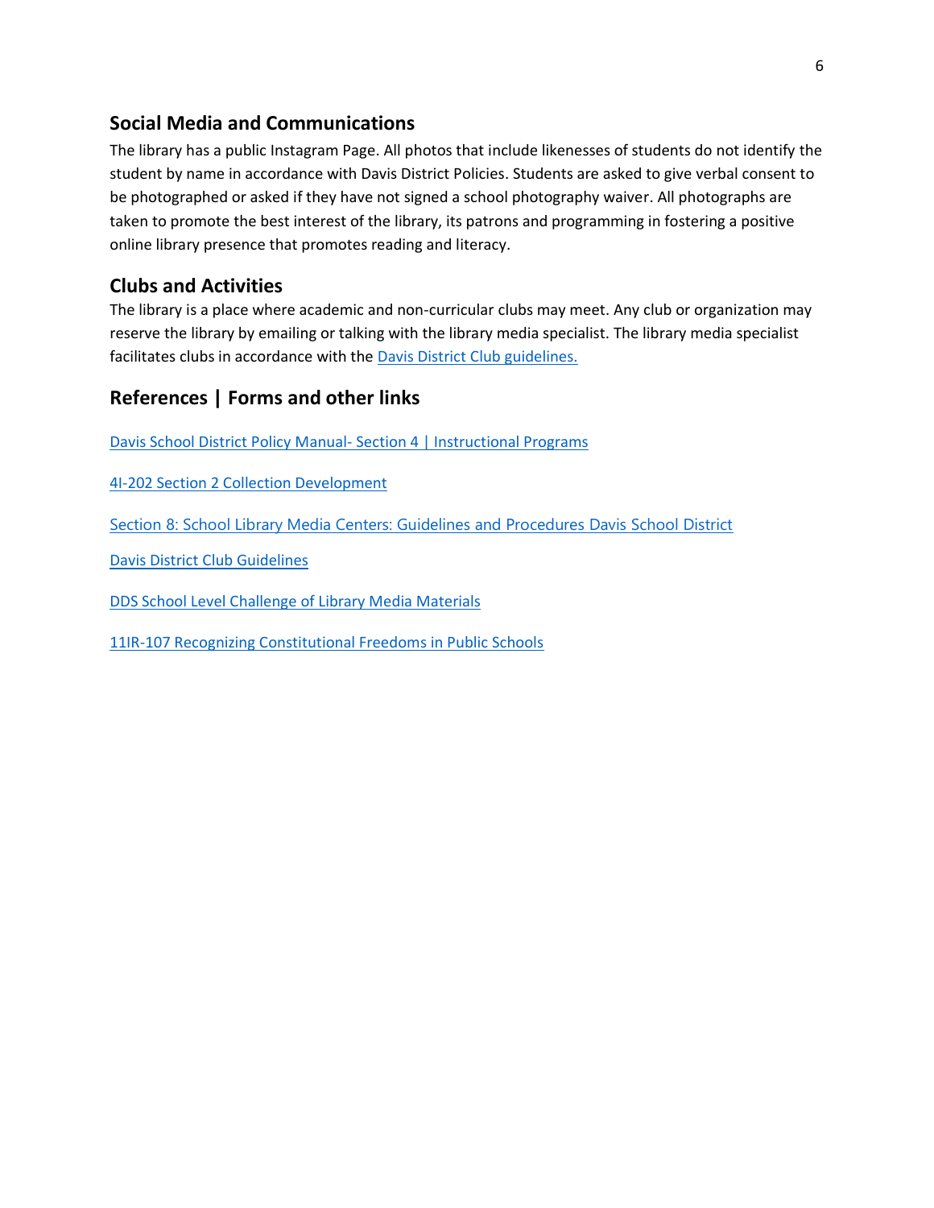## Social Media and Communications

The library has a public Instagram Page. All photos that include likenesses of students do not identify the student by name in accordance with Davis District Policies. Students are asked to give verbal consent to be photographed or asked if they have not signed a school photography waiver. All photographs are taken to promote the best interest of the library, its patrons and programming in fostering a positive online library presence that promotes reading and literacy.

## Clubs and Activities

The library is a place where academic and non-curricular clubs may meet. Any club or organization may reserve the library by emailing or talking with the library media specialist. The library media specialist facilitates clubs in accordance with the Davis District Club guidelines.

## References | Forms and other links

Davis School District Policy Manual- Section 4 | Instructional Programs

4I-202 Section 2 Collection Development

Section 8: School Library Media Centers: Guidelines and Procedures Davis School District

Davis District Club Guidelines

DDS School Level Challenge of Library Media Materials

11IR-107 Recognizing Constitutional Freedoms in Public Schools